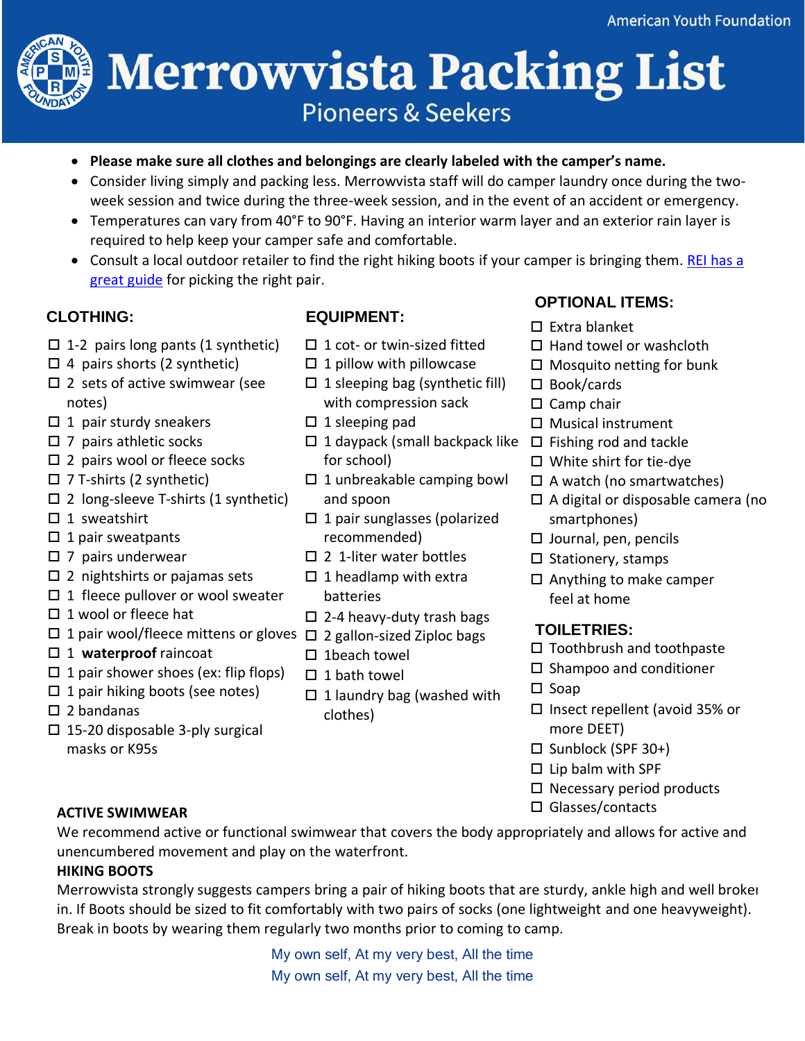American Youth Foundation

# Merrowvista Packing List

## Pioneers & Seekers

- **Please make sure all clothes and belongings are clearly labeled with the camper's name.**
- Consider living simply and packing less. Merrowvista staff will do camper laundry once during the two-week session and twice during the three-week session, and in the event of an accident or emergency.
- Temperatures can vary from 40°F to 90°F. Having an interior warm layer and an exterior rain layer is required to help keep your camper safe and comfortable.
- Consult a local outdoor retailer to find the right hiking boots if your camper is bringing them. [REI has a great guide] for picking the right pair.

### CLOTHING:

- ☐ 1-2 pairs long pants (1 synthetic)
- ☐ 4 pairs shorts (2 synthetic)
- ☐ 2 sets of active swimwear (see notes)
- ☐ 1 pair sturdy sneakers
- ☐ 7 pairs athletic socks
- ☐ 2 pairs wool or fleece socks
- ☐ 7 T-shirts (2 synthetic)
- ☐ 2 long-sleeve T-shirts (1 synthetic)
- ☐ 1 sweatshirt
- ☐ 1 pair sweatpants
- ☐ 7 pairs underwear
- ☐ 2 nightshirts or pajamas sets
- ☐ 1 fleece pullover or wool sweater
- ☐ 1 wool or fleece hat
- ☐ 1 pair wool/fleece mittens or gloves
- ☐ 1 **waterproof** raincoat
- ☐ 1 pair shower shoes (ex: flip flops)
- ☐ 1 pair hiking boots (see notes)
- ☐ 2 bandanas
- ☐ 15-20 disposable 3-ply surgical masks or K95s

### EQUIPMENT:

- ☐ 1 cot- or twin-sized fitted
- ☐ 1 pillow with pillowcase
- ☐ 1 sleeping bag (synthetic fill) with compression sack
- ☐ 1 sleeping pad
- ☐ 1 daypack (small backpack like for school)
- ☐ 1 unbreakable camping bowl and spoon
- ☐ 1 pair sunglasses (polarized recommended)
- ☐ 2 1-liter water bottles
- ☐ 1 headlamp with extra batteries
- ☐ 2-4 heavy-duty trash bags
- ☐ 2 gallon-sized Ziploc bags
- ☐ 1beach towel
- ☐ 1 bath towel
- ☐ 1 laundry bag (washed with clothes)

### OPTIONAL ITEMS:

- ☐ Extra blanket
- ☐ Hand towel or washcloth
- ☐ Mosquito netting for bunk
- ☐ Book/cards
- ☐ Camp chair
- ☐ Musical instrument
- ☐ Fishing rod and tackle
- ☐ White shirt for tie-dye
- ☐ A watch (no smartwatches)
- ☐ A digital or disposable camera (no smartphones)
- ☐ Journal, pen, pencils
- ☐ Stationery, stamps
- ☐ Anything to make camper feel at home

### TOILETRIES:

- ☐ Toothbrush and toothpaste
- ☐ Shampoo and conditioner
- ☐ Soap
- ☐ Insect repellent (avoid 35% or more DEET)
- ☐ Sunblock (SPF 30+)
- ☐ Lip balm with SPF
- ☐ Necessary period products
- ☐ Glasses/contacts

**ACTIVE SWIMWEAR**

We recommend active or functional swimwear that covers the body appropriately and allows for active and unencumbered movement and play on the waterfront.

**HIKING BOOTS**

Merrowvista strongly suggests campers bring a pair of hiking boots that are sturdy, ankle high and well broken in. If Boots should be sized to fit comfortably with two pairs of socks (one lightweight and one heavyweight). Break in boots by wearing them regularly two months prior to coming to camp.

My own self, At my very best, All the time

My own self, At my very best, All the time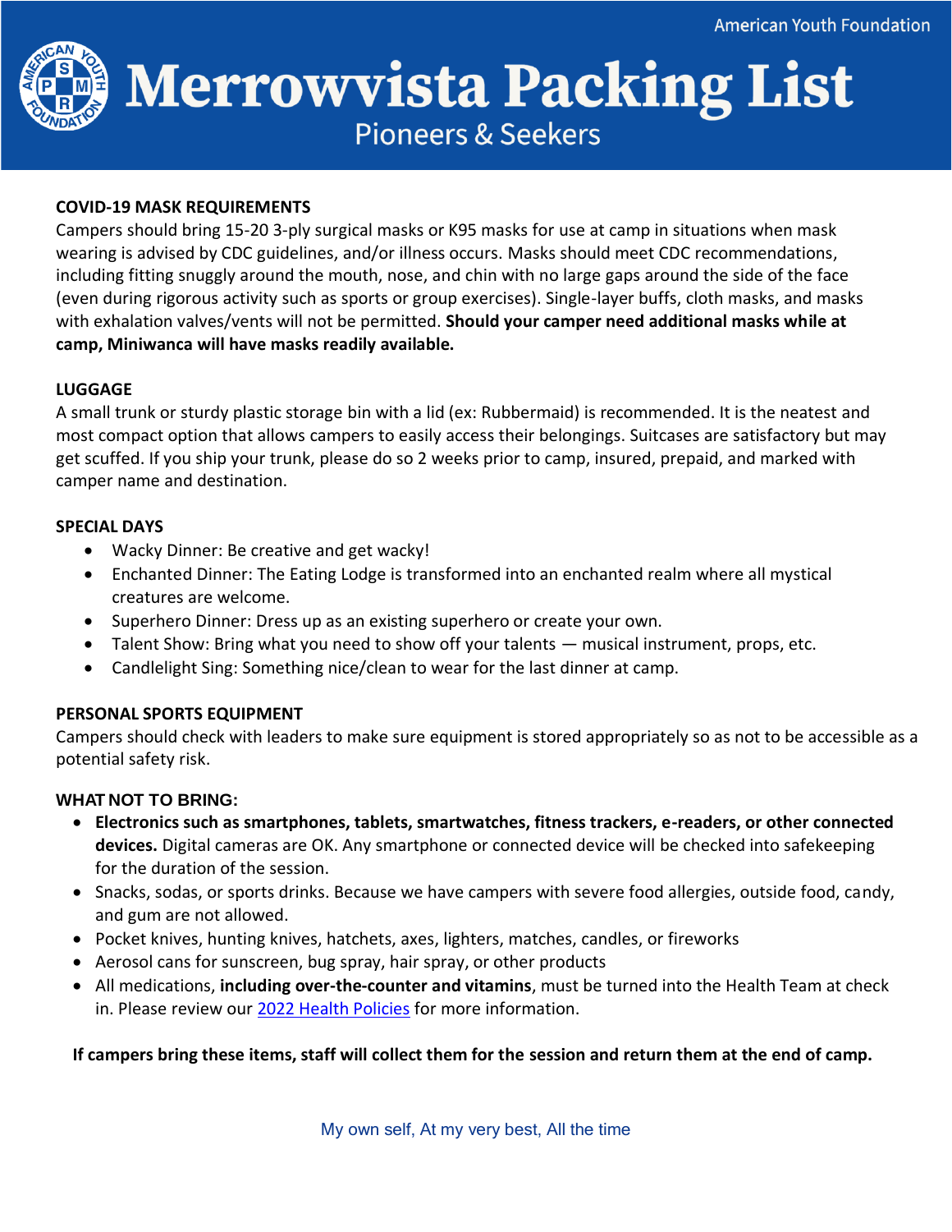American Youth Foundation

# Merrowvista Packing List

## Pioneers & Seekers

**COVID-19 MASK REQUIREMENTS**

Campers should bring 15-20 3-ply surgical masks or K95 masks for use at camp in situations when mask wearing is advised by CDC guidelines, and/or illness occurs. Masks should meet CDC recommendations, including fitting snuggly around the mouth, nose, and chin with no large gaps around the side of the face (even during rigorous activity such as sports or group exercises). Single-layer buffs, cloth masks, and masks with exhalation valves/vents will not be permitted. **Should your camper need additional masks while at camp, Miniwanca will have masks readily available.**

**LUGGAGE**

A small trunk or sturdy plastic storage bin with a lid (ex: Rubbermaid) is recommended. It is the neatest and most compact option that allows campers to easily access their belongings. Suitcases are satisfactory but may get scuffed. If you ship your trunk, please do so 2 weeks prior to camp, insured, prepaid, and marked with camper name and destination.

**SPECIAL DAYS**

- Wacky Dinner: Be creative and get wacky!
- Enchanted Dinner: The Eating Lodge is transformed into an enchanted realm where all mystical creatures are welcome.
- Superhero Dinner: Dress up as an existing superhero or create your own.
- Talent Show: Bring what you need to show off your talents — musical instrument, props, etc.
- Candlelight Sing: Something nice/clean to wear for the last dinner at camp.

**PERSONAL SPORTS EQUIPMENT**

Campers should check with leaders to make sure equipment is stored appropriately so as not to be accessible as a potential safety risk.

**WHAT NOT TO BRING:**

- **Electronics such as smartphones, tablets, smartwatches, fitness trackers, e-readers, or other connected devices.** Digital cameras are OK. Any smartphone or connected device will be checked into safekeeping for the duration of the session.
- Snacks, sodas, or sports drinks. Because we have campers with severe food allergies, outside food, candy, and gum are not allowed.
- Pocket knives, hunting knives, hatchets, axes, lighters, matches, candles, or fireworks
- Aerosol cans for sunscreen, bug spray, hair spray, or other products
- All medications, **including over-the-counter and vitamins**, must be turned into the Health Team at check in. Please review our 2022 Health Policies for more information.

**If campers bring these items, staff will collect them for the session and return them at the end of camp.**

My own self, At my very best, All the time